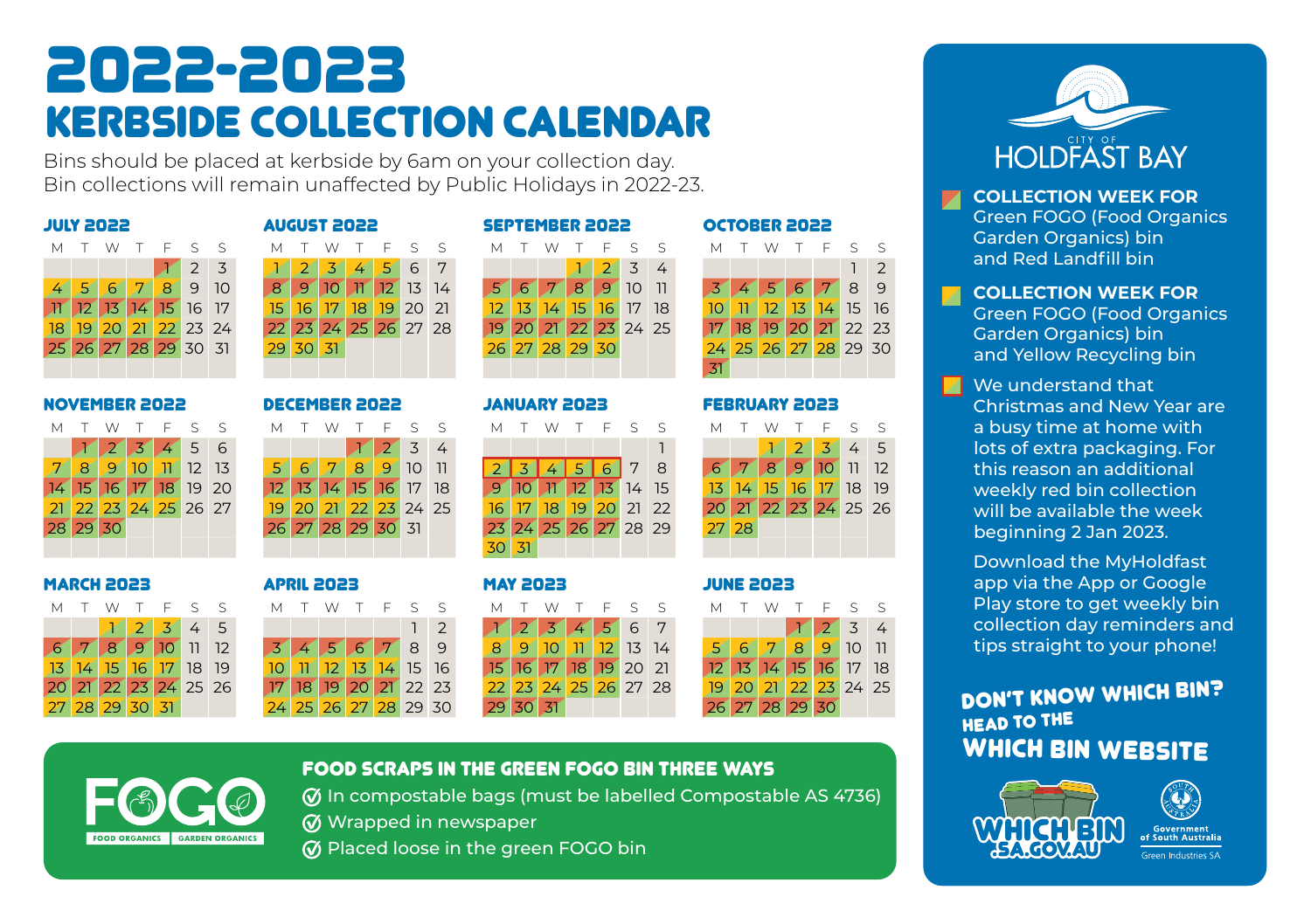# 2022-2023

## KERBSIDE COLLECTION CALENDAR

Bins should be placed at kerbside by 6am on your collection day.
Bin collections will remain unaffected by Public Holidays in 2022-23.

### JULY 2022

| M | T | W | T | F | S | S |
|---|---|---|---|---|---|---|
| | | | | 1 | 2 | 3 |
| 4 | 5 | 6 | 7 | 8 | 9 | 10 |
| 11 | 12 | 13 | 14 | 15 | 16 | 17 |
| 18 | 19 | 20 | 21 | 22 | 23 | 24 |
| 25 | 26 | 27 | 28 | 29 | 30 | 31 |

### AUGUST 2022

| M | T | W | T | F | S | S |
|---|---|---|---|---|---|---|
| 1 | 2 | 3 | 4 | 5 | 6 | 7 |
| 8 | 9 | 10 | 11 | 12 | 13 | 14 |
| 15 | 16 | 17 | 18 | 19 | 20 | 21 |
| 22 | 23 | 24 | 25 | 26 | 27 | 28 |
| 29 | 30 | 31 | | | | |

### SEPTEMBER 2022

| M | T | W | T | F | S | S |
|---|---|---|---|---|---|---|
| | | | 1 | 2 | 3 | 4 |
| 5 | 6 | 7 | 8 | 9 | 10 | 11 |
| 12 | 13 | 14 | 15 | 16 | 17 | 18 |
| 19 | 20 | 21 | 22 | 23 | 24 | 25 |
| 26 | 27 | 28 | 29 | 30 | | |

### OCTOBER 2022

| M | T | W | T | F | S | S |
|---|---|---|---|---|---|---|
| | | | | | 1 | 2 |
| 3 | 4 | 5 | 6 | 7 | 8 | 9 |
| 10 | 11 | 12 | 13 | 14 | 15 | 16 |
| 17 | 18 | 19 | 20 | 21 | 22 | 23 |
| 24 | 25 | 26 | 27 | 28 | 29 | 30 |
| 31 | | | | | | |

### NOVEMBER 2022

| M | T | W | T | F | S | S |
|---|---|---|---|---|---|---|
| | 1 | 2 | 3 | 4 | 5 | 6 |
| 7 | 8 | 9 | 10 | 11 | 12 | 13 |
| 14 | 15 | 16 | 17 | 18 | 19 | 20 |
| 21 | 22 | 23 | 24 | 25 | 26 | 27 |
| 28 | 29 | 30 | | | | |

### DECEMBER 2022

| M | T | W | T | F | S | S |
|---|---|---|---|---|---|---|
| | | | 1 | 2 | 3 | 4 |
| 5 | 6 | 7 | 8 | 9 | 10 | 11 |
| 12 | 13 | 14 | 15 | 16 | 17 | 18 |
| 19 | 20 | 21 | 22 | 23 | 24 | 25 |
| 26 | 27 | 28 | 29 | 30 | 31 | |

### JANUARY 2023

| M | T | W | T | F | S | S |
|---|---|---|---|---|---|---|
| | | | | | | 1 |
| 2 | 3 | 4 | 5 | 6 | 7 | 8 |
| 9 | 10 | 11 | 12 | 13 | 14 | 15 |
| 16 | 17 | 18 | 19 | 20 | 21 | 22 |
| 23 | 24 | 25 | 26 | 27 | 28 | 29 |
| 30 | 31 | | | | | |

### FEBRUARY 2023

| M | T | W | T | F | S | S |
|---|---|---|---|---|---|---|
| | | 1 | 2 | 3 | 4 | 5 |
| 6 | 7 | 8 | 9 | 10 | 11 | 12 |
| 13 | 14 | 15 | 16 | 17 | 18 | 19 |
| 20 | 21 | 22 | 23 | 24 | 25 | 26 |
| 27 | 28 | | | | | |

### MARCH 2023

| M | T | W | T | F | S | S |
|---|---|---|---|---|---|---|
| | | 1 | 2 | 3 | 4 | 5 |
| 6 | 7 | 8 | 9 | 10 | 11 | 12 |
| 13 | 14 | 15 | 16 | 17 | 18 | 19 |
| 20 | 21 | 22 | 23 | 24 | 25 | 26 |
| 27 | 28 | 29 | 30 | 31 | | |

### APRIL 2023

| M | T | W | T | F | S | S |
|---|---|---|---|---|---|---|
| | | | | | 1 | 2 |
| 3 | 4 | 5 | 6 | 7 | 8 | 9 |
| 10 | 11 | 12 | 13 | 14 | 15 | 16 |
| 17 | 18 | 19 | 20 | 21 | 22 | 23 |
| 24 | 25 | 26 | 27 | 28 | 29 | 30 |

### MAY 2023

| M | T | W | T | F | S | S |
|---|---|---|---|---|---|---|
| 1 | 2 | 3 | 4 | 5 | 6 | 7 |
| 8 | 9 | 10 | 11 | 12 | 13 | 14 |
| 15 | 16 | 17 | 18 | 19 | 20 | 21 |
| 22 | 23 | 24 | 25 | 26 | 27 | 28 |
| 29 | 30 | 31 | | | | |

### JUNE 2023

| M | T | W | T | F | S | S |
|---|---|---|---|---|---|---|
| | | | 1 | 2 | 3 | 4 |
| 5 | 6 | 7 | 8 | 9 | 10 | 11 |
| 12 | 13 | 14 | 15 | 16 | 17 | 18 |
| 19 | 20 | 21 | 22 | 23 | 24 | 25 |
| 26 | 27 | 28 | 29 | 30 | | |

### FOOD SCRAPS IN THE GREEN FOGO BIN THREE WAYS

FOGO — FOOD ORGANICS | GARDEN ORGANICS

- In compostable bags (must be labelled Compostable AS 4736)
- Wrapped in newspaper
- Placed loose in the green FOGO bin

CITY OF HOLDFAST BAY

**COLLECTION WEEK FOR** Green FOGO (Food Organics Garden Organics) bin and Red Landfill bin

**COLLECTION WEEK FOR** Green FOGO (Food Organics Garden Organics) bin and Yellow Recycling bin

We understand that Christmas and New Year are a busy time at home with lots of extra packaging. For this reason an additional weekly red bin collection will be available the week beginning 2 Jan 2023.

Download the MyHoldfast app via the App or Google Play store to get weekly bin collection day reminders and tips straight to your phone!

**DON'T KNOW WHICH BIN? HEAD TO THE WHICH BIN WEBSITE**

WHICH BIN .SA.GOV.AU

Government of South Australia — Green Industries SA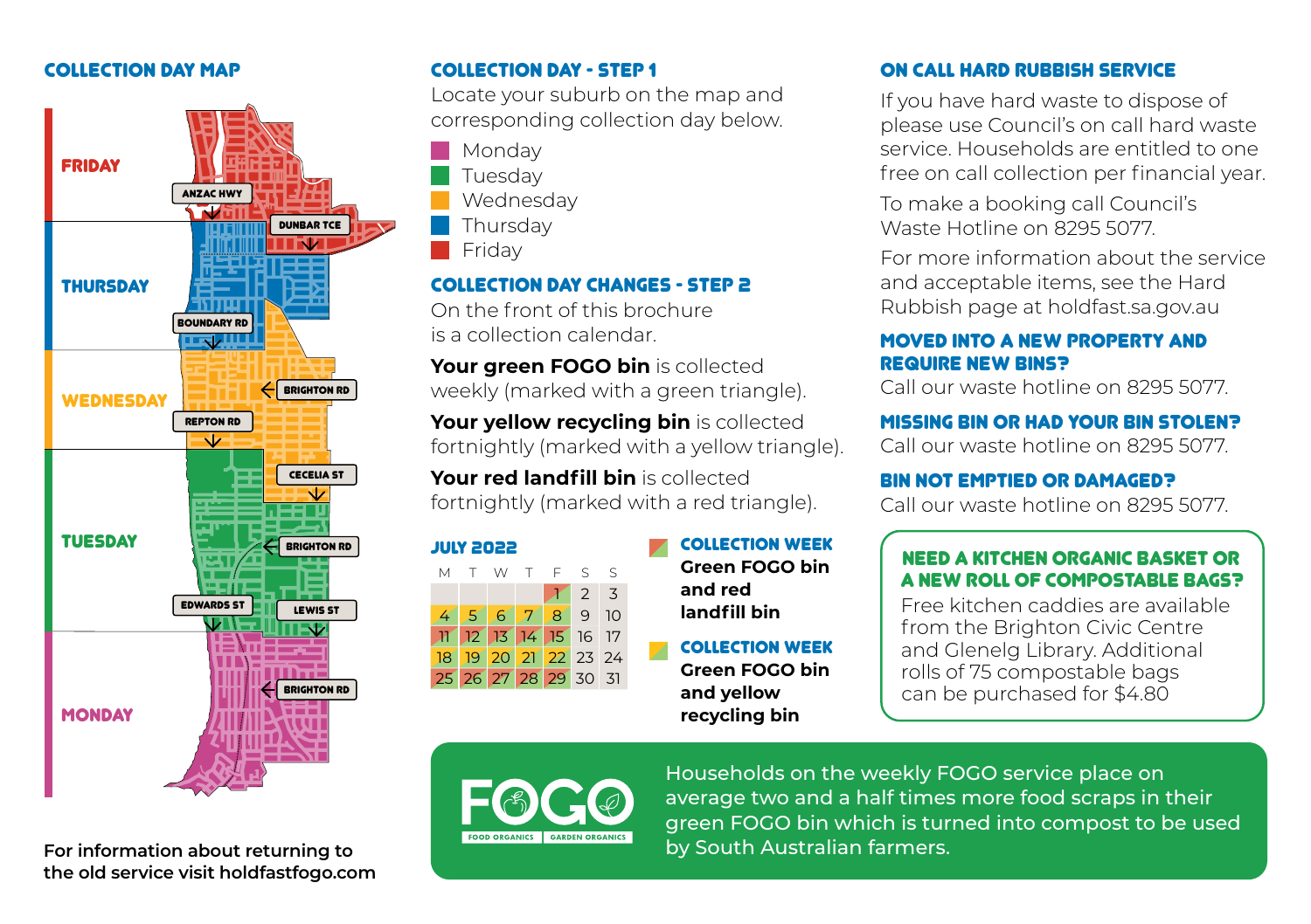## COLLECTION DAY MAP

FRIDAY

THURSDAY

WEDNESDAY

TUESDAY

MONDAY

ANZAC HWY

DUNBAR TCE

BOUNDARY RD

BRIGHTON RD

REPTON RD

CECELIA ST

BRIGHTON RD

EDWARDS ST

LEWIS ST

BRIGHTON RD

**For information about returning to the old service visit holdfastfogo.com**

## COLLECTION DAY - STEP 1

Locate your suburb on the map and corresponding collection day below.

- Monday
- Tuesday
- Wednesday
- Thursday
- Friday

## COLLECTION DAY CHANGES - STEP 2

On the front of this brochure is a collection calendar.

**Your green FOGO bin** is collected weekly (marked with a green triangle).

**Your yellow recycling bin** is collected fortnightly (marked with a yellow triangle).

**Your red landfill bin** is collected fortnightly (marked with a red triangle).

### JULY 2022

| M | T | W | T | F | S | S |
|---|---|---|---|---|---|---|
| | | | | 1 | 2 | 3 |
| 4 | 5 | 6 | 7 | 8 | 9 | 10 |
| 11 | 12 | 13 | 14 | 15 | 16 | 17 |
| 18 | 19 | 20 | 21 | 22 | 23 | 24 |
| 25 | 26 | 27 | 28 | 29 | 30 | 31 |

**COLLECTION WEEK**
**Green FOGO bin and red landfill bin**

**COLLECTION WEEK**
**Green FOGO bin and yellow recycling bin**

## ON CALL HARD RUBBISH SERVICE

If you have hard waste to dispose of please use Council's on call hard waste service. Households are entitled to one free on call collection per financial year.

To make a booking call Council's Waste Hotline on 8295 5077.

For more information about the service and acceptable items, see the Hard Rubbish page at holdfast.sa.gov.au

## MOVED INTO A NEW PROPERTY AND REQUIRE NEW BINS?

Call our waste hotline on 8295 5077.

## MISSING BIN OR HAD YOUR BIN STOLEN?

Call our waste hotline on 8295 5077.

## BIN NOT EMPTIED OR DAMAGED?

Call our waste hotline on 8295 5077.

## NEED A KITCHEN ORGANIC BASKET OR A NEW ROLL OF COMPOSTABLE BAGS?

Free kitchen caddies are available from the Brighton Civic Centre and Glenelg Library. Additional rolls of 75 compostable bags can be purchased for $4.80

FOGO
FOOD ORGANICS | GARDEN ORGANICS

Households on the weekly FOGO service place on average two and a half times more food scraps in their green FOGO bin which is turned into compost to be used by South Australian farmers.